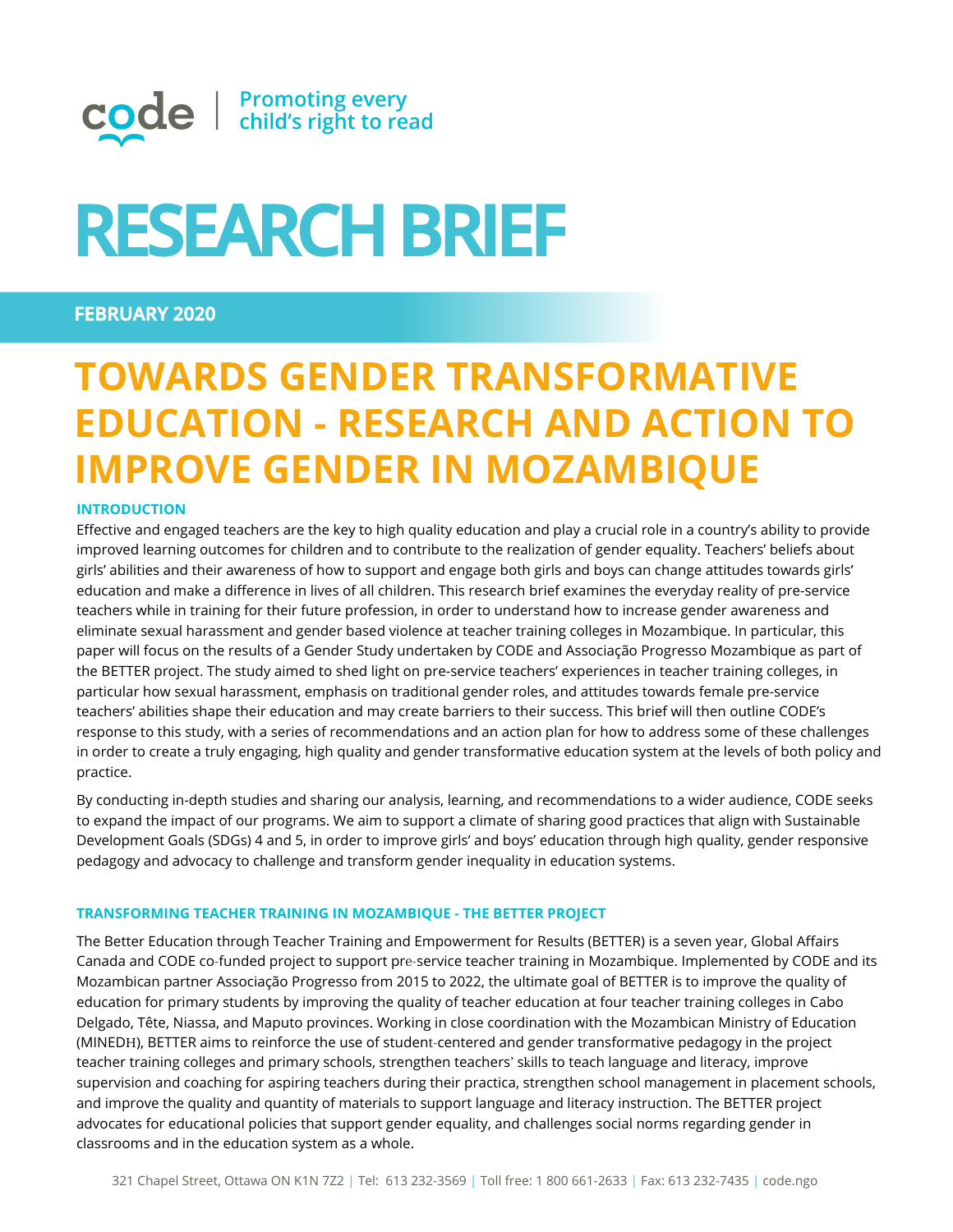code | Promoting every child's right to read

# RESEARCH BRIEF

**FEBRUARY 2020**

# TOWARDS GENDER TRANSFORMATIVE EDUCATION - RESEARCH AND ACTION TO IMPROVE GENDER IN MOZAMBIQUE

## INTRODUCTION

Effective and engaged teachers are the key to high quality education and play a crucial role in a country's ability to provide improved learning outcomes for children and to contribute to the realization of gender equality. Teachers' beliefs about girls' abilities and their awareness of how to support and engage both girls and boys can change attitudes towards girls' education and make a difference in lives of all children. This research brief examines the everyday reality of pre-service teachers while in training for their future profession, in order to understand how to increase gender awareness and eliminate sexual harassment and gender based violence at teacher training colleges in Mozambique. In particular, this paper will focus on the results of a Gender Study undertaken by CODE and Associação Progresso Mozambique as part of the BETTER project. The study aimed to shed light on pre-service teachers' experiences in teacher training colleges, in particular how sexual harassment, emphasis on traditional gender roles, and attitudes towards female pre-service teachers' abilities shape their education and may create barriers to their success. This brief will then outline CODE's response to this study, with a series of recommendations and an action plan for how to address some of these challenges in order to create a truly engaging, high quality and gender transformative education system at the levels of both policy and practice.

By conducting in-depth studies and sharing our analysis, learning, and recommendations to a wider audience, CODE seeks to expand the impact of our programs. We aim to support a climate of sharing good practices that align with Sustainable Development Goals (SDGs) 4 and 5, in order to improve girls' and boys' education through high quality, gender responsive pedagogy and advocacy to challenge and transform gender inequality in education systems.

## TRANSFORMING TEACHER TRAINING IN MOZAMBIQUE - THE BETTER PROJECT

The Better Education through Teacher Training and Empowerment for Results (BETTER) is a seven year, Global Affairs Canada and CODE co-funded project to support pre-service teacher training in Mozambique. Implemented by CODE and its Mozambican partner Associação Progresso from 2015 to 2022, the ultimate goal of BETTER is to improve the quality of education for primary students by improving the quality of teacher education at four teacher training colleges in Cabo Delgado, Tête, Niassa, and Maputo provinces. Working in close coordination with the Mozambican Ministry of Education (MINEDH), BETTER aims to reinforce the use of student-centered and gender transformative pedagogy in the project teacher training colleges and primary schools, strengthen teachers' skills to teach language and literacy, improve supervision and coaching for aspiring teachers during their practica, strengthen school management in placement schools, and improve the quality and quantity of materials to support language and literacy instruction. The BETTER project advocates for educational policies that support gender equality, and challenges social norms regarding gender in classrooms and in the education system as a whole.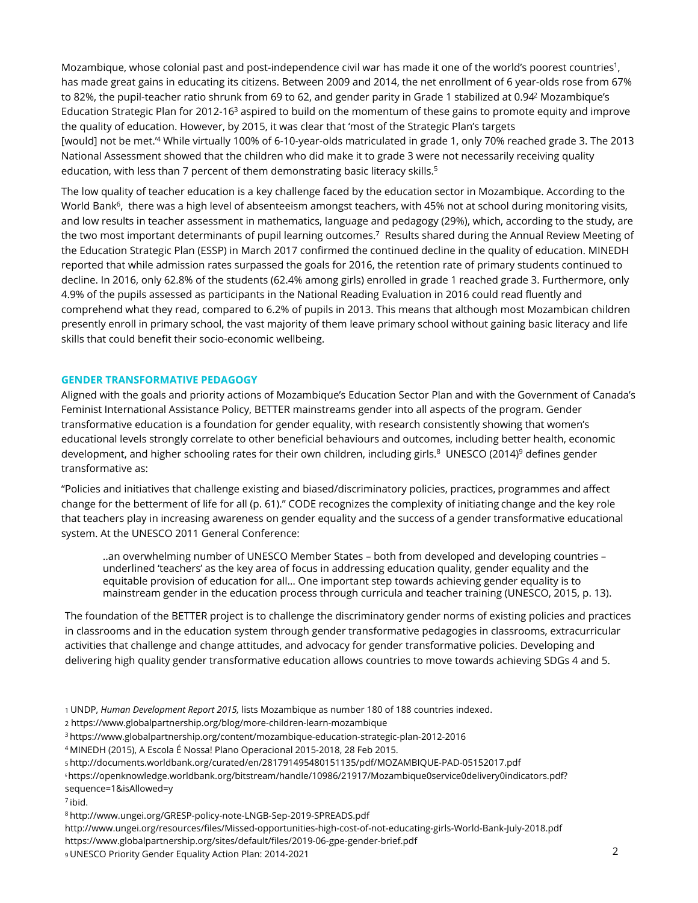Mozambique, whose colonial past and post-independence civil war has made it one of the world's poorest countries[1], has made great gains in educating its citizens. Between 2009 and 2014, the net enrollment of 6 year-olds rose from 67% to 82%, the pupil-teacher ratio shrunk from 69 to 62, and gender parity in Grade 1 stabilized at 0.94[2] Mozambique's Education Strategic Plan for 2012-16[3] aspired to build on the momentum of these gains to promote equity and improve the quality of education. However, by 2015, it was clear that 'most of the Strategic Plan's targets [would] not be met.'[4] While virtually 100% of 6-10-year-olds matriculated in grade 1, only 70% reached grade 3. The 2013 National Assessment showed that the children who did make it to grade 3 were not necessarily receiving quality education, with less than 7 percent of them demonstrating basic literacy skills.[5]

The low quality of teacher education is a key challenge faced by the education sector in Mozambique. According to the World Bank[6], there was a high level of absenteeism amongst teachers, with 45% not at school during monitoring visits, and low results in teacher assessment in mathematics, language and pedagogy (29%), which, according to the study, are the two most important determinants of pupil learning outcomes.[7] Results shared during the Annual Review Meeting of the Education Strategic Plan (ESSP) in March 2017 confirmed the continued decline in the quality of education. MINEDH reported that while admission rates surpassed the goals for 2016, the retention rate of primary students continued to decline. In 2016, only 62.8% of the students (62.4% among girls) enrolled in grade 1 reached grade 3. Furthermore, only 4.9% of the pupils assessed as participants in the National Reading Evaluation in 2016 could read fluently and comprehend what they read, compared to 6.2% of pupils in 2013. This means that although most Mozambican children presently enroll in primary school, the vast majority of them leave primary school without gaining basic literacy and life skills that could benefit their socio-economic wellbeing.

## GENDER TRANSFORMATIVE PEDAGOGY

Aligned with the goals and priority actions of Mozambique's Education Sector Plan and with the Government of Canada's Feminist International Assistance Policy, BETTER mainstreams gender into all aspects of the program. Gender transformative education is a foundation for gender equality, with research consistently showing that women's educational levels strongly correlate to other beneficial behaviours and outcomes, including better health, economic development, and higher schooling rates for their own children, including girls.[8] UNESCO (2014)[9] defines gender transformative as:

"Policies and initiatives that challenge existing and biased/discriminatory policies, practices, programmes and affect change for the betterment of life for all (p. 61)." CODE recognizes the complexity of initiating change and the key role that teachers play in increasing awareness on gender equality and the success of a gender transformative educational system. At the UNESCO 2011 General Conference:

> ..an overwhelming number of UNESCO Member States – both from developed and developing countries – underlined 'teachers' as the key area of focus in addressing education quality, gender equality and the equitable provision of education for all... One important step towards achieving gender equality is to mainstream gender in the education process through curricula and teacher training (UNESCO, 2015, p. 13).

The foundation of the BETTER project is to challenge the discriminatory gender norms of existing policies and practices in classrooms and in the education system through gender transformative pedagogies in classrooms, extracurricular activities that challenge and change attitudes, and advocacy for gender transformative policies. Developing and delivering high quality gender transformative education allows countries to move towards achieving SDGs 4 and 5.

---

1 UNDP, *Human Development Report 2015,* lists Mozambique as number 180 of 188 countries indexed.

2 https://www.globalpartnership.org/blog/more-children-learn-mozambique

3 https://www.globalpartnership.org/content/mozambique-education-strategic-plan-2012-2016

4 MINEDH (2015), A Escola É Nossa! Plano Operacional 2015-2018, 28 Feb 2015.

5 http://documents.worldbank.org/curated/en/281791495480151135/pdf/MOZAMBIQUE-PAD-05152017.pdf

6 https://openknowledge.worldbank.org/bitstream/handle/10986/21917/Mozambique0service0delivery0indicators.pdf?sequence=1&isAllowed=y

7 ibid.

8 http://www.ungei.org/GRESP-policy-note-LNGB-Sep-2019-SPREADS.pdf
http://www.ungei.org/resources/files/Missed-opportunities-high-cost-of-not-educating-girls-World-Bank-July-2018.pdf
https://www.globalpartnership.org/sites/default/files/2019-06-gpe-gender-brief.pdf

9 UNESCO Priority Gender Equality Action Plan: 2014-2021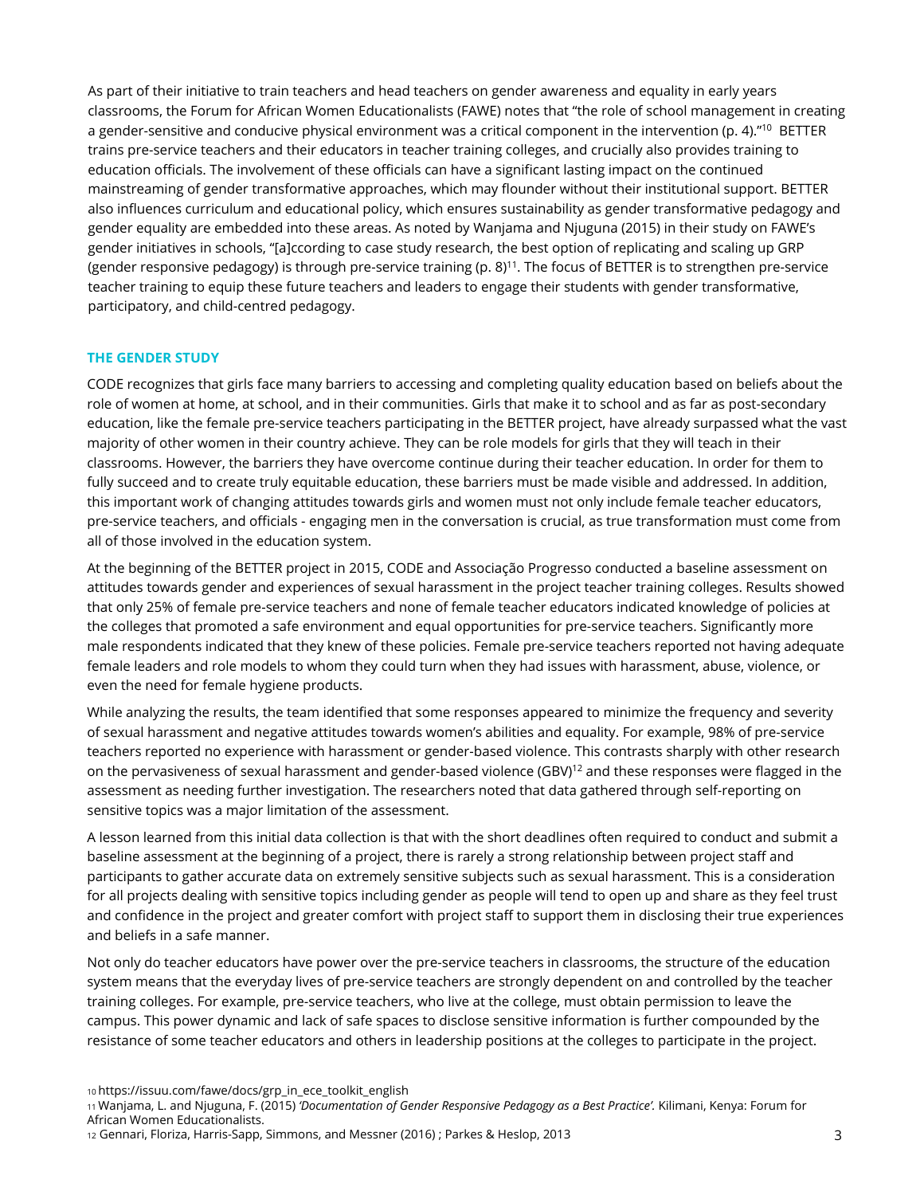As part of their initiative to train teachers and head teachers on gender awareness and equality in early years classrooms, the Forum for African Women Educationalists (FAWE) notes that "the role of school management in creating a gender-sensitive and conducive physical environment was a critical component in the intervention (p. 4)."[10] BETTER trains pre-service teachers and their educators in teacher training colleges, and crucially also provides training to education officials. The involvement of these officials can have a significant lasting impact on the continued mainstreaming of gender transformative approaches, which may flounder without their institutional support. BETTER also influences curriculum and educational policy, which ensures sustainability as gender transformative pedagogy and gender equality are embedded into these areas. As noted by Wanjama and Njuguna (2015) in their study on FAWE's gender initiatives in schools, "[a]ccording to case study research, the best option of replicating and scaling up GRP (gender responsive pedagogy) is through pre-service training (p. 8)[11]. The focus of BETTER is to strengthen pre-service teacher training to equip these future teachers and leaders to engage their students with gender transformative, participatory, and child-centred pedagogy.

### THE GENDER STUDY

CODE recognizes that girls face many barriers to accessing and completing quality education based on beliefs about the role of women at home, at school, and in their communities. Girls that make it to school and as far as post-secondary education, like the female pre-service teachers participating in the BETTER project, have already surpassed what the vast majority of other women in their country achieve. They can be role models for girls that they will teach in their classrooms. However, the barriers they have overcome continue during their teacher education. In order for them to fully succeed and to create truly equitable education, these barriers must be made visible and addressed. In addition, this important work of changing attitudes towards girls and women must not only include female teacher educators, pre-service teachers, and officials - engaging men in the conversation is crucial, as true transformation must come from all of those involved in the education system.

At the beginning of the BETTER project in 2015, CODE and Associação Progresso conducted a baseline assessment on attitudes towards gender and experiences of sexual harassment in the project teacher training colleges. Results showed that only 25% of female pre-service teachers and none of female teacher educators indicated knowledge of policies at the colleges that promoted a safe environment and equal opportunities for pre-service teachers. Significantly more male respondents indicated that they knew of these policies. Female pre-service teachers reported not having adequate female leaders and role models to whom they could turn when they had issues with harassment, abuse, violence, or even the need for female hygiene products.

While analyzing the results, the team identified that some responses appeared to minimize the frequency and severity of sexual harassment and negative attitudes towards women's abilities and equality. For example, 98% of pre-service teachers reported no experience with harassment or gender-based violence. This contrasts sharply with other research on the pervasiveness of sexual harassment and gender-based violence (GBV)[12] and these responses were flagged in the assessment as needing further investigation. The researchers noted that data gathered through self-reporting on sensitive topics was a major limitation of the assessment.

A lesson learned from this initial data collection is that with the short deadlines often required to conduct and submit a baseline assessment at the beginning of a project, there is rarely a strong relationship between project staff and participants to gather accurate data on extremely sensitive subjects such as sexual harassment. This is a consideration for all projects dealing with sensitive topics including gender as people will tend to open up and share as they feel trust and confidence in the project and greater comfort with project staff to support them in disclosing their true experiences and beliefs in a safe manner.

Not only do teacher educators have power over the pre-service teachers in classrooms, the structure of the education system means that the everyday lives of pre-service teachers are strongly dependent on and controlled by the teacher training colleges. For example, pre-service teachers, who live at the college, must obtain permission to leave the campus. This power dynamic and lack of safe spaces to disclose sensitive information is further compounded by the resistance of some teacher educators and others in leadership positions at the colleges to participate in the project.

---

[10] https://issuu.com/fawe/docs/grp_in_ece_toolkit_english

[11] Wanjama, L. and Njuguna, F. (2015) *'Documentation of Gender Responsive Pedagogy as a Best Practice'.* Kilimani, Kenya: Forum for African Women Educationalists.

[12] Gennari, Floriza, Harris-Sapp, Simmons, and Messner (2016) ; Parkes & Heslop, 2013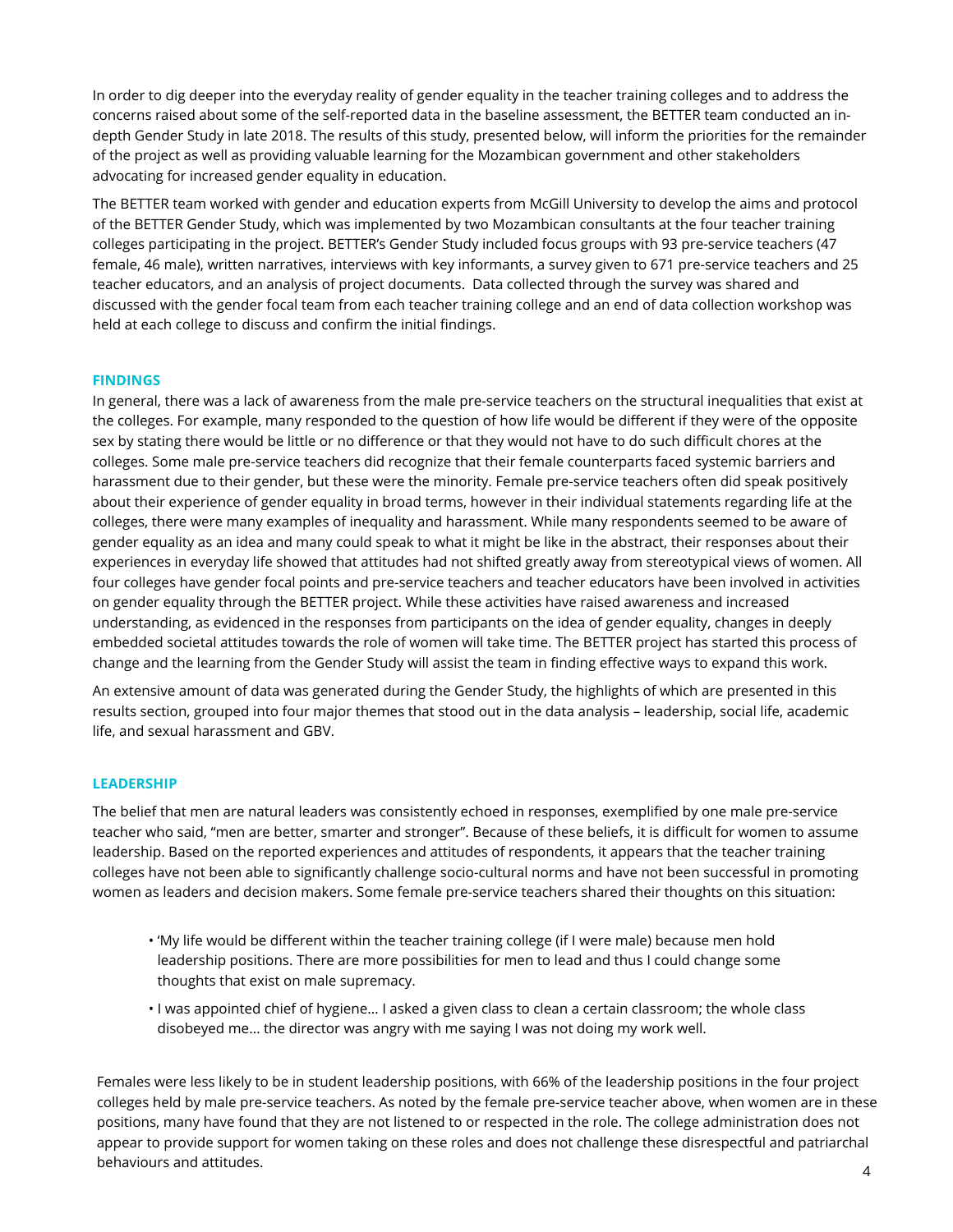In order to dig deeper into the everyday reality of gender equality in the teacher training colleges and to address the concerns raised about some of the self-reported data in the baseline assessment, the BETTER team conducted an in-depth Gender Study in late 2018. The results of this study, presented below, will inform the priorities for the remainder of the project as well as providing valuable learning for the Mozambican government and other stakeholders advocating for increased gender equality in education.

The BETTER team worked with gender and education experts from McGill University to develop the aims and protocol of the BETTER Gender Study, which was implemented by two Mozambican consultants at the four teacher training colleges participating in the project. BETTER's Gender Study included focus groups with 93 pre-service teachers (47 female, 46 male), written narratives, interviews with key informants, a survey given to 671 pre-service teachers and 25 teacher educators, and an analysis of project documents. Data collected through the survey was shared and discussed with the gender focal team from each teacher training college and an end of data collection workshop was held at each college to discuss and confirm the initial findings.

## FINDINGS

In general, there was a lack of awareness from the male pre-service teachers on the structural inequalities that exist at the colleges. For example, many responded to the question of how life would be different if they were of the opposite sex by stating there would be little or no difference or that they would not have to do such difficult chores at the colleges. Some male pre-service teachers did recognize that their female counterparts faced systemic barriers and harassment due to their gender, but these were the minority. Female pre-service teachers often did speak positively about their experience of gender equality in broad terms, however in their individual statements regarding life at the colleges, there were many examples of inequality and harassment. While many respondents seemed to be aware of gender equality as an idea and many could speak to what it might be like in the abstract, their responses about their experiences in everyday life showed that attitudes had not shifted greatly away from stereotypical views of women. All four colleges have gender focal points and pre-service teachers and teacher educators have been involved in activities on gender equality through the BETTER project. While these activities have raised awareness and increased understanding, as evidenced in the responses from participants on the idea of gender equality, changes in deeply embedded societal attitudes towards the role of women will take time. The BETTER project has started this process of change and the learning from the Gender Study will assist the team in finding effective ways to expand this work.

An extensive amount of data was generated during the Gender Study, the highlights of which are presented in this results section, grouped into four major themes that stood out in the data analysis – leadership, social life, academic life, and sexual harassment and GBV.

## LEADERSHIP

The belief that men are natural leaders was consistently echoed in responses, exemplified by one male pre-service teacher who said, "men are better, smarter and stronger". Because of these beliefs, it is difficult for women to assume leadership. Based on the reported experiences and attitudes of respondents, it appears that the teacher training colleges have not been able to significantly challenge socio-cultural norms and have not been successful in promoting women as leaders and decision makers. Some female pre-service teachers shared their thoughts on this situation:

- 'My life would be different within the teacher training college (if I were male) because men hold leadership positions. There are more possibilities for men to lead and thus I could change some thoughts that exist on male supremacy.
- I was appointed chief of hygiene… I asked a given class to clean a certain classroom; the whole class disobeyed me… the director was angry with me saying I was not doing my work well.

Females were less likely to be in student leadership positions, with 66% of the leadership positions in the four project colleges held by male pre-service teachers. As noted by the female pre-service teacher above, when women are in these positions, many have found that they are not listened to or respected in the role. The college administration does not appear to provide support for women taking on these roles and does not challenge these disrespectful and patriarchal behaviours and attitudes.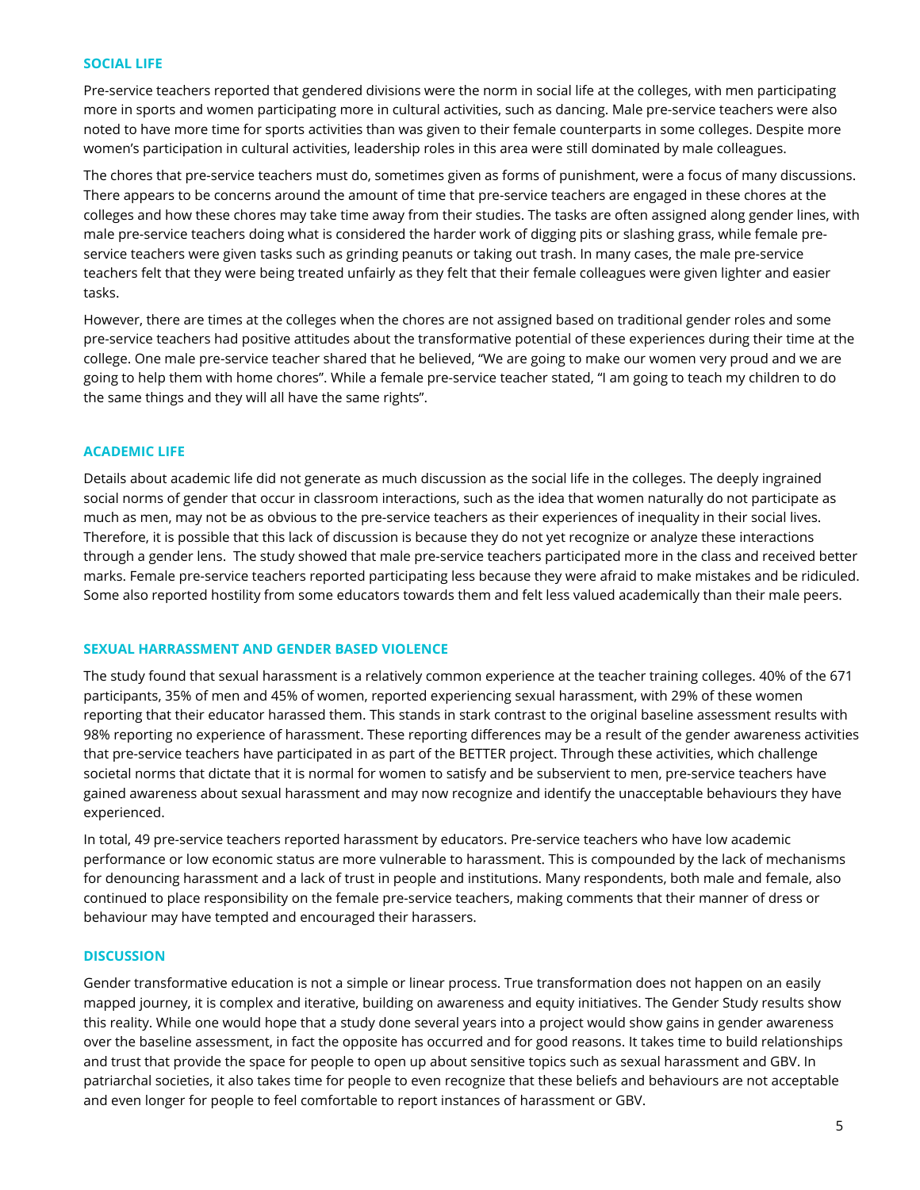## SOCIAL LIFE

Pre-service teachers reported that gendered divisions were the norm in social life at the colleges, with men participating more in sports and women participating more in cultural activities, such as dancing. Male pre-service teachers were also noted to have more time for sports activities than was given to their female counterparts in some colleges. Despite more women's participation in cultural activities, leadership roles in this area were still dominated by male colleagues.

The chores that pre-service teachers must do, sometimes given as forms of punishment, were a focus of many discussions. There appears to be concerns around the amount of time that pre-service teachers are engaged in these chores at the colleges and how these chores may take time away from their studies. The tasks are often assigned along gender lines, with male pre-service teachers doing what is considered the harder work of digging pits or slashing grass, while female pre-service teachers were given tasks such as grinding peanuts or taking out trash. In many cases, the male pre-service teachers felt that they were being treated unfairly as they felt that their female colleagues were given lighter and easier tasks.

However, there are times at the colleges when the chores are not assigned based on traditional gender roles and some pre-service teachers had positive attitudes about the transformative potential of these experiences during their time at the college. One male pre-service teacher shared that he believed, "We are going to make our women very proud and we are going to help them with home chores". While a female pre-service teacher stated, "I am going to teach my children to do the same things and they will all have the same rights".

## ACADEMIC LIFE

Details about academic life did not generate as much discussion as the social life in the colleges. The deeply ingrained social norms of gender that occur in classroom interactions, such as the idea that women naturally do not participate as much as men, may not be as obvious to the pre-service teachers as their experiences of inequality in their social lives. Therefore, it is possible that this lack of discussion is because they do not yet recognize or analyze these interactions through a gender lens. The study showed that male pre-service teachers participated more in the class and received better marks. Female pre-service teachers reported participating less because they were afraid to make mistakes and be ridiculed. Some also reported hostility from some educators towards them and felt less valued academically than their male peers.

## SEXUAL HARRASSMENT AND GENDER BASED VIOLENCE

The study found that sexual harassment is a relatively common experience at the teacher training colleges. 40% of the 671 participants, 35% of men and 45% of women, reported experiencing sexual harassment, with 29% of these women reporting that their educator harassed them. This stands in stark contrast to the original baseline assessment results with 98% reporting no experience of harassment. These reporting differences may be a result of the gender awareness activities that pre-service teachers have participated in as part of the BETTER project. Through these activities, which challenge societal norms that dictate that it is normal for women to satisfy and be subservient to men, pre-service teachers have gained awareness about sexual harassment and may now recognize and identify the unacceptable behaviours they have experienced.

In total, 49 pre-service teachers reported harassment by educators. Pre-service teachers who have low academic performance or low economic status are more vulnerable to harassment. This is compounded by the lack of mechanisms for denouncing harassment and a lack of trust in people and institutions. Many respondents, both male and female, also continued to place responsibility on the female pre-service teachers, making comments that their manner of dress or behaviour may have tempted and encouraged their harassers.

## DISCUSSION

Gender transformative education is not a simple or linear process. True transformation does not happen on an easily mapped journey, it is complex and iterative, building on awareness and equity initiatives. The Gender Study results show this reality. While one would hope that a study done several years into a project would show gains in gender awareness over the baseline assessment, in fact the opposite has occurred and for good reasons. It takes time to build relationships and trust that provide the space for people to open up about sensitive topics such as sexual harassment and GBV. In patriarchal societies, it also takes time for people to even recognize that these beliefs and behaviours are not acceptable and even longer for people to feel comfortable to report instances of harassment or GBV.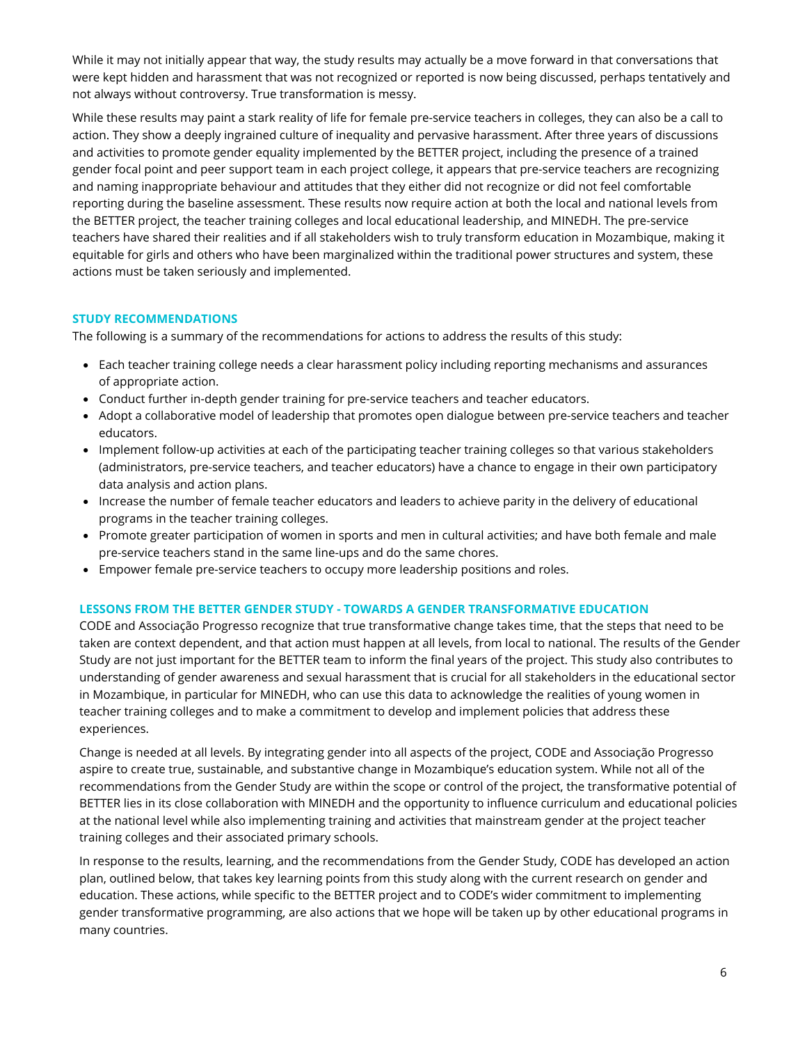While it may not initially appear that way, the study results may actually be a move forward in that conversations that were kept hidden and harassment that was not recognized or reported is now being discussed, perhaps tentatively and not always without controversy. True transformation is messy.

While these results may paint a stark reality of life for female pre-service teachers in colleges, they can also be a call to action. They show a deeply ingrained culture of inequality and pervasive harassment. After three years of discussions and activities to promote gender equality implemented by the BETTER project, including the presence of a trained gender focal point and peer support team in each project college, it appears that pre-service teachers are recognizing and naming inappropriate behaviour and attitudes that they either did not recognize or did not feel comfortable reporting during the baseline assessment. These results now require action at both the local and national levels from the BETTER project, the teacher training colleges and local educational leadership, and MINEDH. The pre-service teachers have shared their realities and if all stakeholders wish to truly transform education in Mozambique, making it equitable for girls and others who have been marginalized within the traditional power structures and system, these actions must be taken seriously and implemented.

### STUDY RECOMMENDATIONS

The following is a summary of the recommendations for actions to address the results of this study:

- Each teacher training college needs a clear harassment policy including reporting mechanisms and assurances of appropriate action.
- Conduct further in-depth gender training for pre-service teachers and teacher educators.
- Adopt a collaborative model of leadership that promotes open dialogue between pre-service teachers and teacher educators.
- Implement follow-up activities at each of the participating teacher training colleges so that various stakeholders (administrators, pre-service teachers, and teacher educators) have a chance to engage in their own participatory data analysis and action plans.
- Increase the number of female teacher educators and leaders to achieve parity in the delivery of educational programs in the teacher training colleges.
- Promote greater participation of women in sports and men in cultural activities; and have both female and male pre-service teachers stand in the same line-ups and do the same chores.
- Empower female pre-service teachers to occupy more leadership positions and roles.

### LESSONS FROM THE BETTER GENDER STUDY - TOWARDS A GENDER TRANSFORMATIVE EDUCATION

CODE and Associação Progresso recognize that true transformative change takes time, that the steps that need to be taken are context dependent, and that action must happen at all levels, from local to national. The results of the Gender Study are not just important for the BETTER team to inform the final years of the project. This study also contributes to understanding of gender awareness and sexual harassment that is crucial for all stakeholders in the educational sector in Mozambique, in particular for MINEDH, who can use this data to acknowledge the realities of young women in teacher training colleges and to make a commitment to develop and implement policies that address these experiences.

Change is needed at all levels. By integrating gender into all aspects of the project, CODE and Associação Progresso aspire to create true, sustainable, and substantive change in Mozambique's education system. While not all of the recommendations from the Gender Study are within the scope or control of the project, the transformative potential of BETTER lies in its close collaboration with MINEDH and the opportunity to influence curriculum and educational policies at the national level while also implementing training and activities that mainstream gender at the project teacher training colleges and their associated primary schools.

In response to the results, learning, and the recommendations from the Gender Study, CODE has developed an action plan, outlined below, that takes key learning points from this study along with the current research on gender and education. These actions, while specific to the BETTER project and to CODE's wider commitment to implementing gender transformative programming, are also actions that we hope will be taken up by other educational programs in many countries.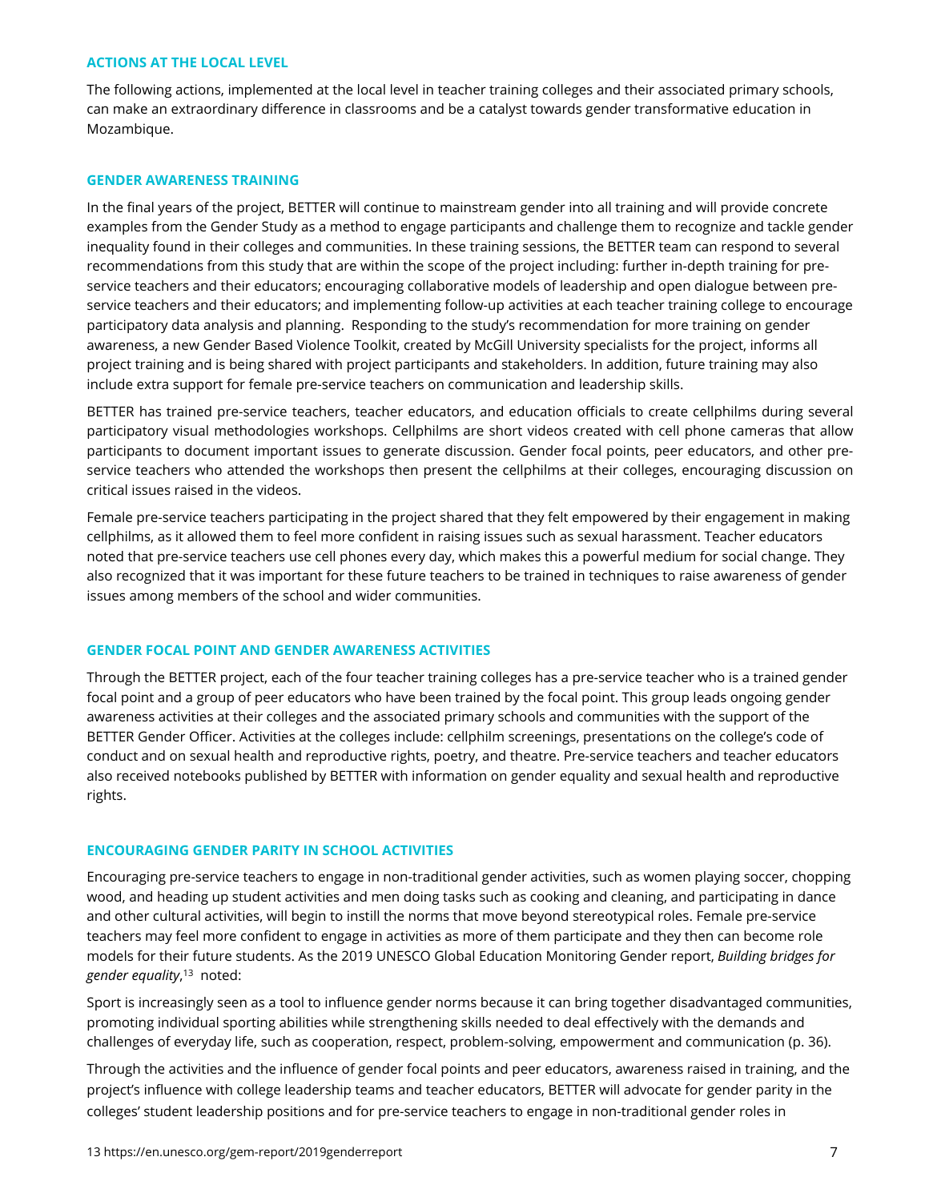## ACTIONS AT THE LOCAL LEVEL

The following actions, implemented at the local level in teacher training colleges and their associated primary schools, can make an extraordinary difference in classrooms and be a catalyst towards gender transformative education in Mozambique.

## GENDER AWARENESS TRAINING

In the final years of the project, BETTER will continue to mainstream gender into all training and will provide concrete examples from the Gender Study as a method to engage participants and challenge them to recognize and tackle gender inequality found in their colleges and communities. In these training sessions, the BETTER team can respond to several recommendations from this study that are within the scope of the project including: further in-depth training for pre-service teachers and their educators; encouraging collaborative models of leadership and open dialogue between pre-service teachers and their educators; and implementing follow-up activities at each teacher training college to encourage participatory data analysis and planning. Responding to the study's recommendation for more training on gender awareness, a new Gender Based Violence Toolkit, created by McGill University specialists for the project, informs all project training and is being shared with project participants and stakeholders. In addition, future training may also include extra support for female pre-service teachers on communication and leadership skills.

BETTER has trained pre-service teachers, teacher educators, and education officials to create cellphilms during several participatory visual methodologies workshops. Cellphilms are short videos created with cell phone cameras that allow participants to document important issues to generate discussion. Gender focal points, peer educators, and other pre-service teachers who attended the workshops then present the cellphilms at their colleges, encouraging discussion on critical issues raised in the videos.

Female pre-service teachers participating in the project shared that they felt empowered by their engagement in making cellphilms, as it allowed them to feel more confident in raising issues such as sexual harassment. Teacher educators noted that pre-service teachers use cell phones every day, which makes this a powerful medium for social change. They also recognized that it was important for these future teachers to be trained in techniques to raise awareness of gender issues among members of the school and wider communities.

## GENDER FOCAL POINT AND GENDER AWARENESS ACTIVITIES

Through the BETTER project, each of the four teacher training colleges has a pre-service teacher who is a trained gender focal point and a group of peer educators who have been trained by the focal point. This group leads ongoing gender awareness activities at their colleges and the associated primary schools and communities with the support of the BETTER Gender Officer. Activities at the colleges include: cellphilm screenings, presentations on the college's code of conduct and on sexual health and reproductive rights, poetry, and theatre. Pre-service teachers and teacher educators also received notebooks published by BETTER with information on gender equality and sexual health and reproductive rights.

## ENCOURAGING GENDER PARITY IN SCHOOL ACTIVITIES

Encouraging pre-service teachers to engage in non-traditional gender activities, such as women playing soccer, chopping wood, and heading up student activities and men doing tasks such as cooking and cleaning, and participating in dance and other cultural activities, will begin to instill the norms that move beyond stereotypical roles. Female pre-service teachers may feel more confident to engage in activities as more of them participate and they then can become role models for their future students. As the 2019 UNESCO Global Education Monitoring Gender report, *Building bridges for gender equality*,[13] noted:

> Sport is increasingly seen as a tool to influence gender norms because it can bring together disadvantaged communities, promoting individual sporting abilities while strengthening skills needed to deal effectively with the demands and challenges of everyday life, such as cooperation, respect, problem-solving, empowerment and communication (p. 36).

Through the activities and the influence of gender focal points and peer educators, awareness raised in training, and the project's influence with college leadership teams and teacher educators, BETTER will advocate for gender parity in the colleges' student leadership positions and for pre-service teachers to engage in non-traditional gender roles in

13 https://en.unesco.org/gem-report/2019genderreport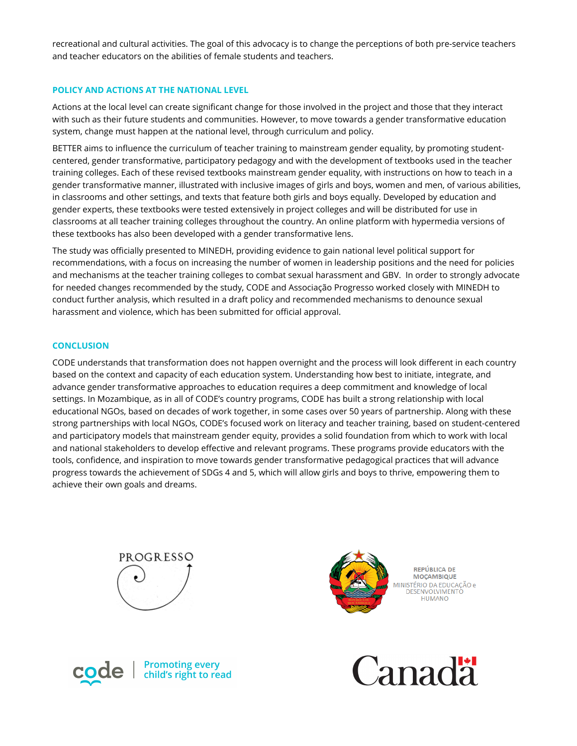recreational and cultural activities. The goal of this advocacy is to change the perceptions of both pre-service teachers and teacher educators on the abilities of female students and teachers.

## POLICY AND ACTIONS AT THE NATIONAL LEVEL

Actions at the local level can create significant change for those involved in the project and those that they interact with such as their future students and communities. However, to move towards a gender transformative education system, change must happen at the national level, through curriculum and policy.

BETTER aims to influence the curriculum of teacher training to mainstream gender equality, by promoting student-centered, gender transformative, participatory pedagogy and with the development of textbooks used in the teacher training colleges. Each of these revised textbooks mainstream gender equality, with instructions on how to teach in a gender transformative manner, illustrated with inclusive images of girls and boys, women and men, of various abilities, in classrooms and other settings, and texts that feature both girls and boys equally. Developed by education and gender experts, these textbooks were tested extensively in project colleges and will be distributed for use in classrooms at all teacher training colleges throughout the country. An online platform with hypermedia versions of these textbooks has also been developed with a gender transformative lens.

The study was officially presented to MINEDH, providing evidence to gain national level political support for recommendations, with a focus on increasing the number of women in leadership positions and the need for policies and mechanisms at the teacher training colleges to combat sexual harassment and GBV. In order to strongly advocate for needed changes recommended by the study, CODE and Associação Progresso worked closely with MINEDH to conduct further analysis, which resulted in a draft policy and recommended mechanisms to denounce sexual harassment and violence, which has been submitted for official approval.

## CONCLUSION

CODE understands that transformation does not happen overnight and the process will look different in each country based on the context and capacity of each education system. Understanding how best to initiate, integrate, and advance gender transformative approaches to education requires a deep commitment and knowledge of local settings. In Mozambique, as in all of CODE's country programs, CODE has built a strong relationship with local educational NGOs, based on decades of work together, in some cases over 50 years of partnership. Along with these strong partnerships with local NGOs, CODE's focused work on literacy and teacher training, based on student-centered and participatory models that mainstream gender equity, provides a solid foundation from which to work with local and national stakeholders to develop effective and relevant programs. These programs provide educators with the tools, confidence, and inspiration to move towards gender transformative pedagogical practices that will advance progress towards the achievement of SDGs 4 and 5, which will allow girls and boys to thrive, empowering them to achieve their own goals and dreams.

PROGRESSO

REPÚBLICA DE MOÇAMBIQUE
MINISTÉRIO DA EDUCAÇÃO e DESENVOLVIMENTO HUMANO

code | Promoting every child's right to read

Canada